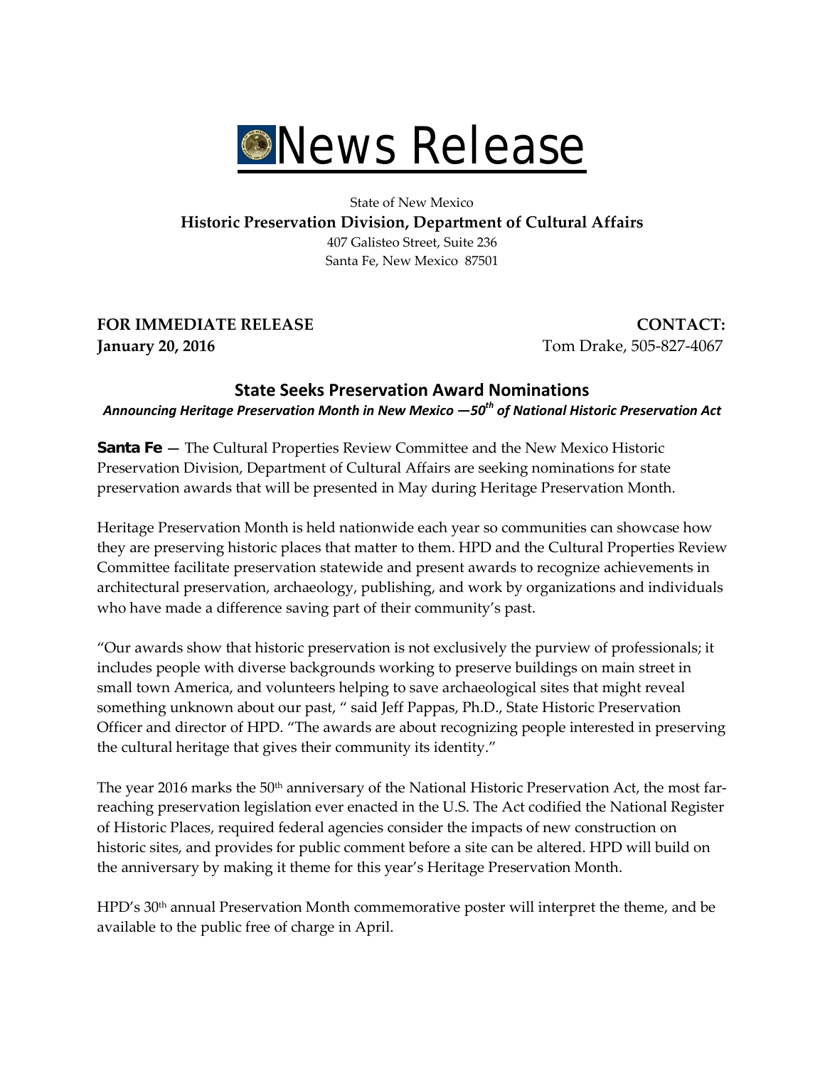# News Release

State of New Mexico

**Historic Preservation Division, Department of Cultural Affairs**

407 Galisteo Street, Suite 236

Santa Fe, New Mexico 87501

**FOR IMMEDIATE RELEASE**
**January 20, 2016**

**CONTACT:**
Tom Drake, 505-827-4067

## State Seeks Preservation Award Nominations

***Announcing Heritage Preservation Month in New Mexico —50th of National Historic Preservation Act***

**Santa Fe** — The Cultural Properties Review Committee and the New Mexico Historic Preservation Division, Department of Cultural Affairs are seeking nominations for state preservation awards that will be presented in May during Heritage Preservation Month.

Heritage Preservation Month is held nationwide each year so communities can showcase how they are preserving historic places that matter to them. HPD and the Cultural Properties Review Committee facilitate preservation statewide and present awards to recognize achievements in architectural preservation, archaeology, publishing, and work by organizations and individuals who have made a difference saving part of their community's past.

"Our awards show that historic preservation is not exclusively the purview of professionals; it includes people with diverse backgrounds working to preserve buildings on main street in small town America, and volunteers helping to save archaeological sites that might reveal something unknown about our past, " said Jeff Pappas, Ph.D., State Historic Preservation Officer and director of HPD. "The awards are about recognizing people interested in preserving the cultural heritage that gives their community its identity."

The year 2016 marks the 50th anniversary of the National Historic Preservation Act, the most far-reaching preservation legislation ever enacted in the U.S. The Act codified the National Register of Historic Places, required federal agencies consider the impacts of new construction on historic sites, and provides for public comment before a site can be altered. HPD will build on the anniversary by making it theme for this year's Heritage Preservation Month.

HPD's 30th annual Preservation Month commemorative poster will interpret the theme, and be available to the public free of charge in April.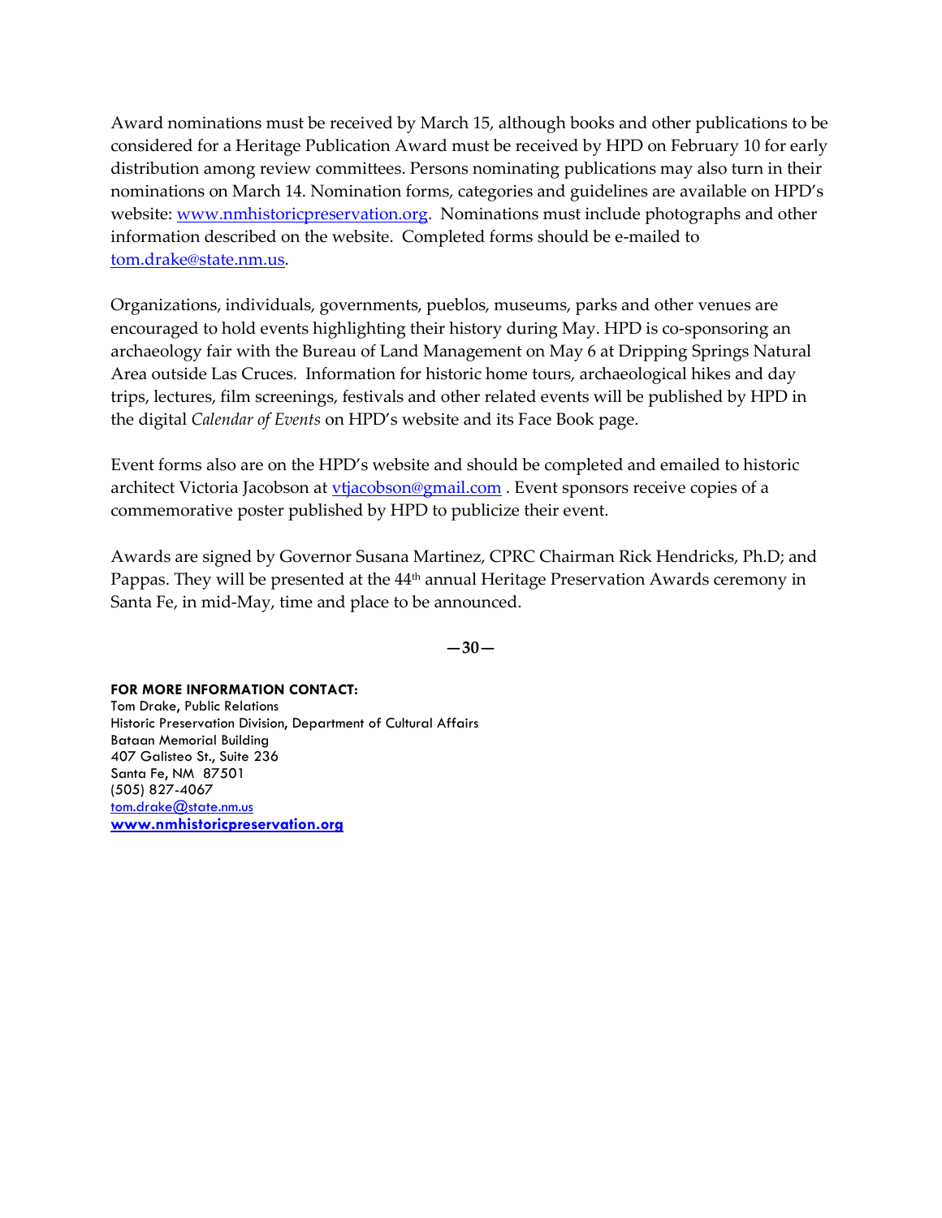Award nominations must be received by March 15, although books and other publications to be considered for a Heritage Publication Award must be received by HPD on February 10 for early distribution among review committees. Persons nominating publications may also turn in their nominations on March 14. Nomination forms, categories and guidelines are available on HPD's website: [www.nmhistoricpreservation.org](http://www.nmhistoricpreservation.org). Nominations must include photographs and other information described on the website. Completed forms should be e-mailed to [tom.drake@state.nm.us](mailto:tom.drake@state.nm.us).

Organizations, individuals, governments, pueblos, museums, parks and other venues are encouraged to hold events highlighting their history during May. HPD is co-sponsoring an archaeology fair with the Bureau of Land Management on May 6 at Dripping Springs Natural Area outside Las Cruces. Information for historic home tours, archaeological hikes and day trips, lectures, film screenings, festivals and other related events will be published by HPD in the digital *Calendar of Events* on HPD's website and its Face Book page.

Event forms also are on the HPD's website and should be completed and emailed to historic architect Victoria Jacobson at [vtjacobson@gmail.com](mailto:vtjacobson@gmail.com) . Event sponsors receive copies of a commemorative poster published by HPD to publicize their event.

Awards are signed by Governor Susana Martinez, CPRC Chairman Rick Hendricks, Ph.D; and Pappas. They will be presented at the 44th annual Heritage Preservation Awards ceremony in Santa Fe, in mid-May, time and place to be announced.

**—30—**

**FOR MORE INFORMATION CONTACT:**
Tom Drake, Public Relations
Historic Preservation Division, Department of Cultural Affairs
Bataan Memorial Building
407 Galisteo St., Suite 236
Santa Fe, NM 87501
(505) 827-4067
[tom.drake@state.nm.us](mailto:tom.drake@state.nm.us)
**[www.nmhistoricpreservation.org](http://www.nmhistoricpreservation.org)**